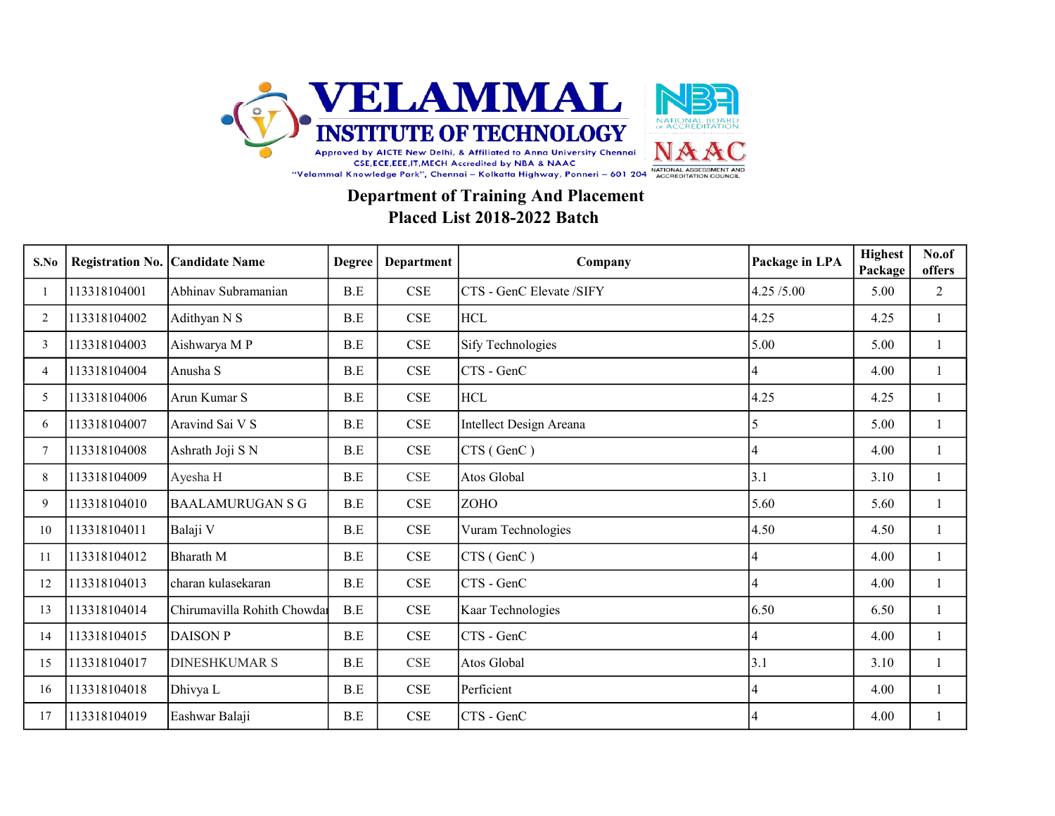# VELAMMAL INSTITUTE OF TECHNOLOGY

Approved by AICTE New Delhi, & Affiliated to Anna University Chennai
CSE,ECE,EEE,IT,MECH Accredited by NBA & NAAC
"Velammal Knowledge Park", Chennai – Kolkatta Highway, Ponneri – 601 204

## Department of Training And Placement
## Placed List 2018-2022 Batch

| S.No | Registration No. | Candidate Name | Degree | Department | Company | Package in LPA | Highest Package | No.of offers |
|---|---|---|---|---|---|---|---|---|
| 1 | 113318104001 | Abhinav Subramanian | B.E | CSE | CTS - GenC Elevate /SIFY | 4.25 /5.00 | 5.00 | 2 |
| 2 | 113318104002 | Adithyan N S | B.E | CSE | HCL | 4.25 | 4.25 | 1 |
| 3 | 113318104003 | Aishwarya M P | B.E | CSE | Sify Technologies | 5.00 | 5.00 | 1 |
| 4 | 113318104004 | Anusha S | B.E | CSE | CTS - GenC | 4 | 4.00 | 1 |
| 5 | 113318104006 | Arun Kumar S | B.E | CSE | HCL | 4.25 | 4.25 | 1 |
| 6 | 113318104007 | Aravind Sai V S | B.E | CSE | Intellect Design Areana | 5 | 5.00 | 1 |
| 7 | 113318104008 | Ashrath Joji S N | B.E | CSE | CTS ( GenC ) | 4 | 4.00 | 1 |
| 8 | 113318104009 | Ayesha H | B.E | CSE | Atos Global | 3.1 | 3.10 | 1 |
| 9 | 113318104010 | BAALAMURUGAN S G | B.E | CSE | ZOHO | 5.60 | 5.60 | 1 |
| 10 | 113318104011 | Balaji V | B.E | CSE | Vuram Technologies | 4.50 | 4.50 | 1 |
| 11 | 113318104012 | Bharath M | B.E | CSE | CTS ( GenC ) | 4 | 4.00 | 1 |
| 12 | 113318104013 | charan kulasekaran | B.E | CSE | CTS - GenC | 4 | 4.00 | 1 |
| 13 | 113318104014 | Chirumavilla Rohith Chowdar | B.E | CSE | Kaar Technologies | 6.50 | 6.50 | 1 |
| 14 | 113318104015 | DAISON P | B.E | CSE | CTS - GenC | 4 | 4.00 | 1 |
| 15 | 113318104017 | DINESHKUMAR S | B.E | CSE | Atos Global | 3.1 | 3.10 | 1 |
| 16 | 113318104018 | Dhivya L | B.E | CSE | Perficient | 4 | 4.00 | 1 |
| 17 | 113318104019 | Eashwar Balaji | B.E | CSE | CTS - GenC | 4 | 4.00 | 1 |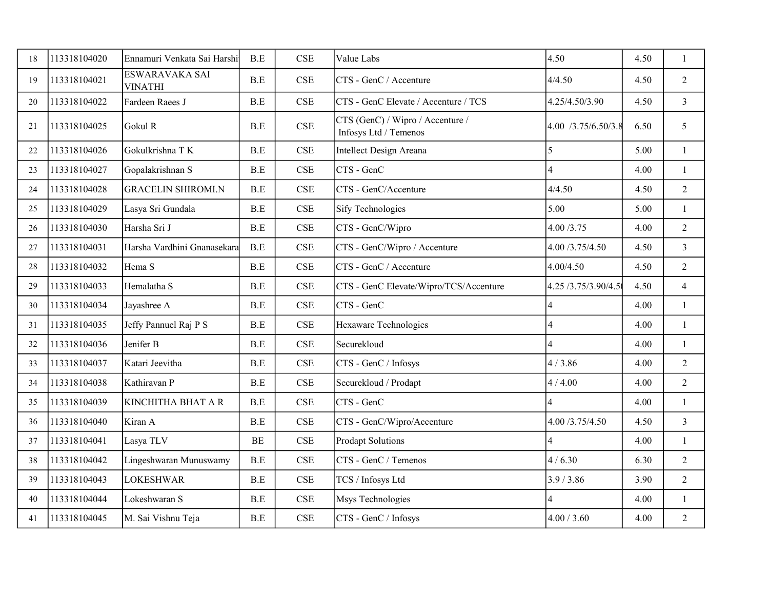| 18 | 113318104020 | Ennamuri Venkata Sai Harshi | B.E | CSE | Value Labs | 4.50 | 4.50 | 1 |
|---|---|---|---|---|---|---|---|---|
| 19 | 113318104021 | ESWARAVAKA SAI VINATHI | B.E | CSE | CTS - GenC / Accenture | 4/4.50 | 4.50 | 2 |
| 20 | 113318104022 | Fardeen Raees J | B.E | CSE | CTS - GenC Elevate / Accenture / TCS | 4.25/4.50/3.90 | 4.50 | 3 |
| 21 | 113318104025 | Gokul R | B.E | CSE | CTS (GenC) / Wipro / Accenture / Infosys Ltd / Temenos | 4.00 /3.75/6.50/3.8 | 6.50 | 5 |
| 22 | 113318104026 | Gokulkrishna T K | B.E | CSE | Intellect Design Areana | 5 | 5.00 | 1 |
| 23 | 113318104027 | Gopalakrishnan S | B.E | CSE | CTS - GenC | 4 | 4.00 | 1 |
| 24 | 113318104028 | GRACELIN SHIROMI.N | B.E | CSE | CTS - GenC/Accenture | 4/4.50 | 4.50 | 2 |
| 25 | 113318104029 | Lasya Sri Gundala | B.E | CSE | Sify Technologies | 5.00 | 5.00 | 1 |
| 26 | 113318104030 | Harsha Sri J | B.E | CSE | CTS - GenC/Wipro | 4.00 /3.75 | 4.00 | 2 |
| 27 | 113318104031 | Harsha Vardhini Gnanasekara | B.E | CSE | CTS - GenC/Wipro / Accenture | 4.00 /3.75/4.50 | 4.50 | 3 |
| 28 | 113318104032 | Hema S | B.E | CSE | CTS - GenC / Accenture | 4.00/4.50 | 4.50 | 2 |
| 29 | 113318104033 | Hemalatha S | B.E | CSE | CTS - GenC Elevate/Wipro/TCS/Accenture | 4.25 /3.75/3.90/4.5 | 4.50 | 4 |
| 30 | 113318104034 | Jayashree A | B.E | CSE | CTS - GenC | 4 | 4.00 | 1 |
| 31 | 113318104035 | Jeffy Pannuel Raj P S | B.E | CSE | Hexaware Technologies | 4 | 4.00 | 1 |
| 32 | 113318104036 | Jenifer B | B.E | CSE | Securekloud | 4 | 4.00 | 1 |
| 33 | 113318104037 | Katari Jeevitha | B.E | CSE | CTS - GenC / Infosys | 4 / 3.86 | 4.00 | 2 |
| 34 | 113318104038 | Kathiravan P | B.E | CSE | Securekloud / Prodapt | 4 / 4.00 | 4.00 | 2 |
| 35 | 113318104039 | KINCHITHA BHAT A R | B.E | CSE | CTS - GenC | 4 | 4.00 | 1 |
| 36 | 113318104040 | Kiran A | B.E | CSE | CTS - GenC/Wipro/Accenture | 4.00 /3.75/4.50 | 4.50 | 3 |
| 37 | 113318104041 | Lasya TLV | BE | CSE | Prodapt Solutions | 4 | 4.00 | 1 |
| 38 | 113318104042 | Lingeshwaran Munuswamy | B.E | CSE | CTS - GenC / Temenos | 4 / 6.30 | 6.30 | 2 |
| 39 | 113318104043 | LOKESHWAR | B.E | CSE | TCS / Infosys Ltd | 3.9 / 3.86 | 3.90 | 2 |
| 40 | 113318104044 | Lokeshwaran S | B.E | CSE | Msys Technologies | 4 | 4.00 | 1 |
| 41 | 113318104045 | M. Sai Vishnu Teja | B.E | CSE | CTS - GenC / Infosys | 4.00 / 3.60 | 4.00 | 2 |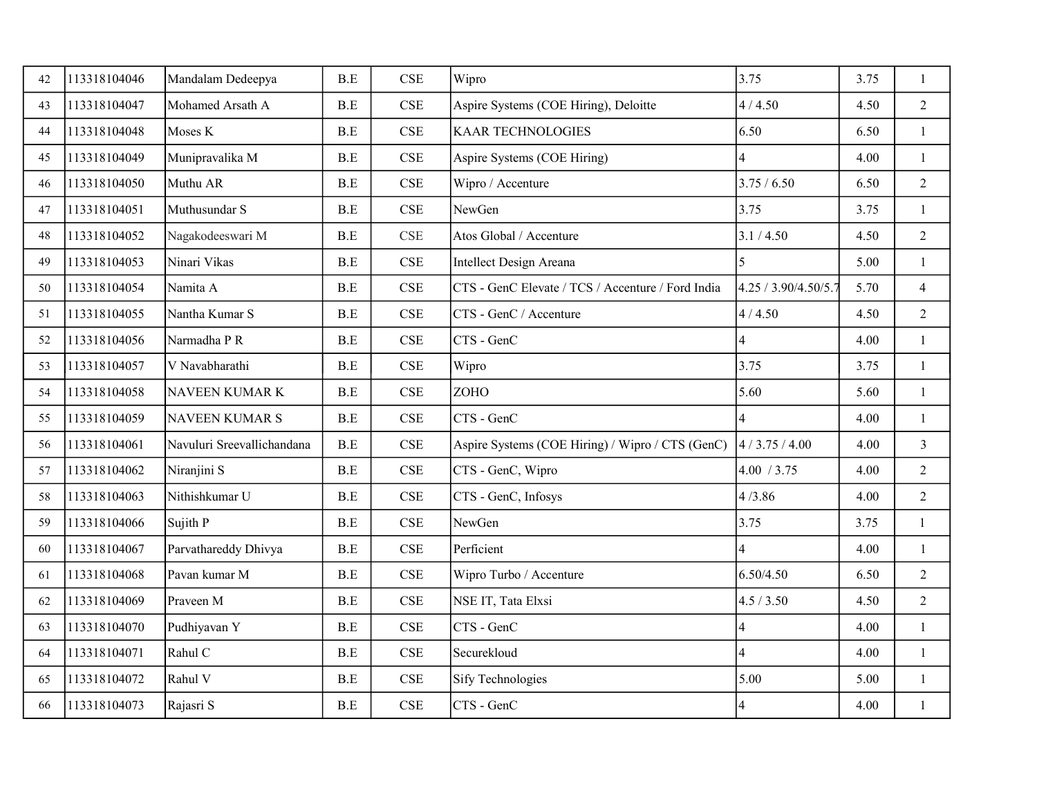| | | | | | | | | |
|---|---|---|---|---|---|---|---|---|
| 42 | 113318104046 | Mandalam Dedeepya | B.E | CSE | Wipro | 3.75 | 3.75 | 1 |
| 43 | 113318104047 | Mohamed Arsath A | B.E | CSE | Aspire Systems (COE Hiring), Deloitte | 4 / 4.50 | 4.50 | 2 |
| 44 | 113318104048 | Moses K | B.E | CSE | KAAR TECHNOLOGIES | 6.50 | 6.50 | 1 |
| 45 | 113318104049 | Munipravalika M | B.E | CSE | Aspire Systems (COE Hiring) | 4 | 4.00 | 1 |
| 46 | 113318104050 | Muthu AR | B.E | CSE | Wipro / Accenture | 3.75 / 6.50 | 6.50 | 2 |
| 47 | 113318104051 | Muthusundar S | B.E | CSE | NewGen | 3.75 | 3.75 | 1 |
| 48 | 113318104052 | Nagakodeeswari M | B.E | CSE | Atos Global / Accenture | 3.1 / 4.50 | 4.50 | 2 |
| 49 | 113318104053 | Ninari Vikas | B.E | CSE | Intellect Design Areana | 5 | 5.00 | 1 |
| 50 | 113318104054 | Namita A | B.E | CSE | CTS - GenC Elevate / TCS / Accenture / Ford India | 4.25 / 3.90/4.50/5.7 | 5.70 | 4 |
| 51 | 113318104055 | Nantha Kumar S | B.E | CSE | CTS - GenC / Accenture | 4 / 4.50 | 4.50 | 2 |
| 52 | 113318104056 | Narmadha P R | B.E | CSE | CTS - GenC | 4 | 4.00 | 1 |
| 53 | 113318104057 | V Navabharathi | B.E | CSE | Wipro | 3.75 | 3.75 | 1 |
| 54 | 113318104058 | NAVEEN KUMAR K | B.E | CSE | ZOHO | 5.60 | 5.60 | 1 |
| 55 | 113318104059 | NAVEEN KUMAR S | B.E | CSE | CTS - GenC | 4 | 4.00 | 1 |
| 56 | 113318104061 | Navuluri Sreevallichandana | B.E | CSE | Aspire Systems (COE Hiring) / Wipro / CTS (GenC) | 4 / 3.75 / 4.00 | 4.00 | 3 |
| 57 | 113318104062 | Niranjini S | B.E | CSE | CTS - GenC, Wipro | 4.00 / 3.75 | 4.00 | 2 |
| 58 | 113318104063 | Nithishkumar U | B.E | CSE | CTS - GenC, Infosys | 4 /3.86 | 4.00 | 2 |
| 59 | 113318104066 | Sujith P | B.E | CSE | NewGen | 3.75 | 3.75 | 1 |
| 60 | 113318104067 | Parvathareddy Dhivya | B.E | CSE | Perficient | 4 | 4.00 | 1 |
| 61 | 113318104068 | Pavan kumar M | B.E | CSE | Wipro Turbo / Accenture | 6.50/4.50 | 6.50 | 2 |
| 62 | 113318104069 | Praveen M | B.E | CSE | NSE IT, Tata Elxsi | 4.5 / 3.50 | 4.50 | 2 |
| 63 | 113318104070 | Pudhiyavan Y | B.E | CSE | CTS - GenC | 4 | 4.00 | 1 |
| 64 | 113318104071 | Rahul C | B.E | CSE | Securekloud | 4 | 4.00 | 1 |
| 65 | 113318104072 | Rahul V | B.E | CSE | Sify Technologies | 5.00 | 5.00 | 1 |
| 66 | 113318104073 | Rajasri S | B.E | CSE | CTS - GenC | 4 | 4.00 | 1 |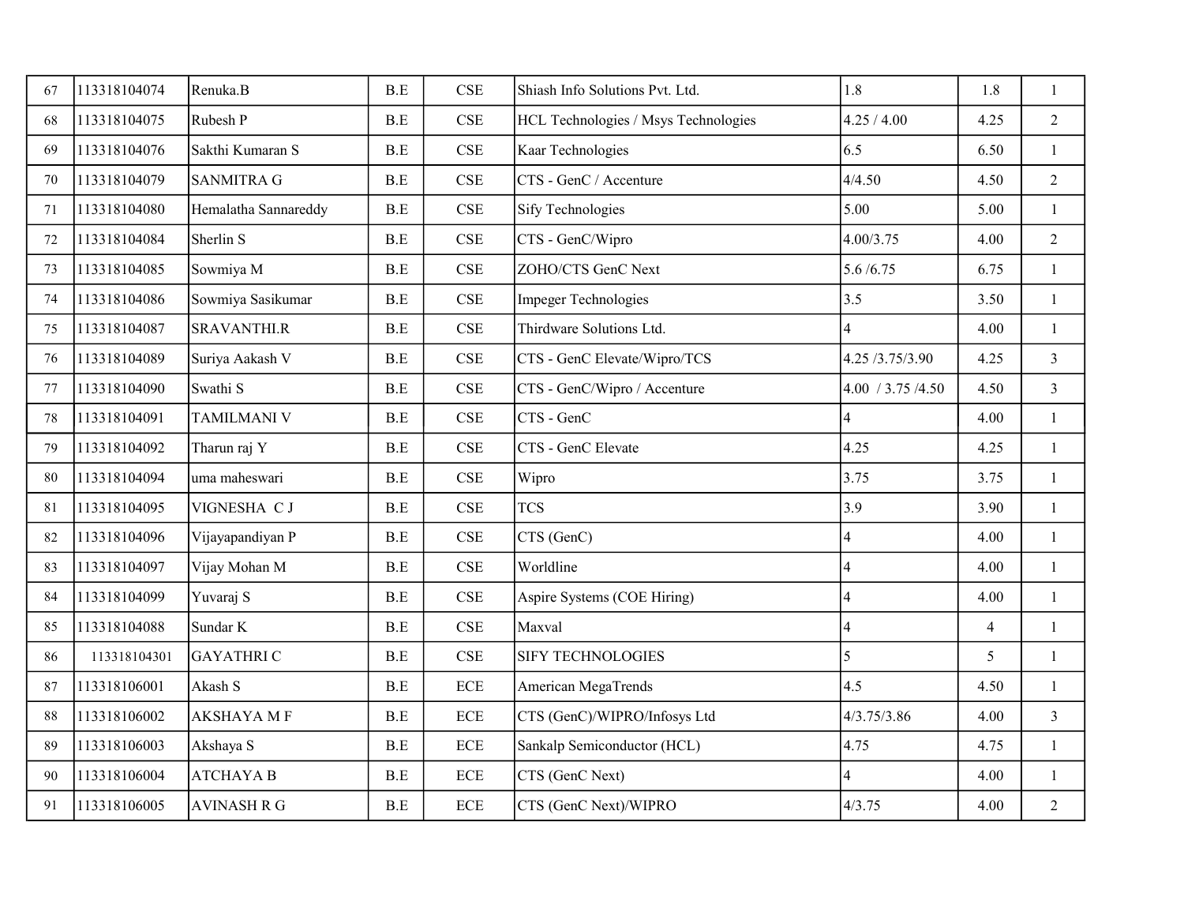| 67 | 113318104074 | Renuka.B | B.E | CSE | Shiash Info Solutions Pvt. Ltd. | 1.8 | 1.8 | 1 |
|---|---|---|---|---|---|---|---|---|
| 68 | 113318104075 | Rubesh P | B.E | CSE | HCL Technologies / Msys Technologies | 4.25 / 4.00 | 4.25 | 2 |
| 69 | 113318104076 | Sakthi Kumaran S | B.E | CSE | Kaar Technologies | 6.5 | 6.50 | 1 |
| 70 | 113318104079 | SANMITRA G | B.E | CSE | CTS - GenC / Accenture | 4/4.50 | 4.50 | 2 |
| 71 | 113318104080 | Hemalatha Sannareddy | B.E | CSE | Sify Technologies | 5.00 | 5.00 | 1 |
| 72 | 113318104084 | Sherlin S | B.E | CSE | CTS - GenC/Wipro | 4.00/3.75 | 4.00 | 2 |
| 73 | 113318104085 | Sowmiya M | B.E | CSE | ZOHO/CTS GenC Next | 5.6 /6.75 | 6.75 | 1 |
| 74 | 113318104086 | Sowmiya Sasikumar | B.E | CSE | Impeger Technologies | 3.5 | 3.50 | 1 |
| 75 | 113318104087 | SRAVANTHI.R | B.E | CSE | Thirdware Solutions Ltd. | 4 | 4.00 | 1 |
| 76 | 113318104089 | Suriya Aakash V | B.E | CSE | CTS - GenC Elevate/Wipro/TCS | 4.25 /3.75/3.90 | 4.25 | 3 |
| 77 | 113318104090 | Swathi S | B.E | CSE | CTS - GenC/Wipro / Accenture | 4.00 / 3.75 /4.50 | 4.50 | 3 |
| 78 | 113318104091 | TAMILMANI V | B.E | CSE | CTS - GenC | 4 | 4.00 | 1 |
| 79 | 113318104092 | Tharun raj Y | B.E | CSE | CTS - GenC Elevate | 4.25 | 4.25 | 1 |
| 80 | 113318104094 | uma maheswari | B.E | CSE | Wipro | 3.75 | 3.75 | 1 |
| 81 | 113318104095 | VIGNESHA C J | B.E | CSE | TCS | 3.9 | 3.90 | 1 |
| 82 | 113318104096 | Vijayapandiyan P | B.E | CSE | CTS (GenC) | 4 | 4.00 | 1 |
| 83 | 113318104097 | Vijay Mohan M | B.E | CSE | Worldline | 4 | 4.00 | 1 |
| 84 | 113318104099 | Yuvaraj S | B.E | CSE | Aspire Systems (COE Hiring) | 4 | 4.00 | 1 |
| 85 | 113318104088 | Sundar K | B.E | CSE | Maxval | 4 | 4 | 1 |
| 86 | 113318104301 | GAYATHRI C | B.E | CSE | SIFY TECHNOLOGIES | 5 | 5 | 1 |
| 87 | 113318106001 | Akash S | B.E | ECE | American MegaTrends | 4.5 | 4.50 | 1 |
| 88 | 113318106002 | AKSHAYA M F | B.E | ECE | CTS (GenC)/WIPRO/Infosys Ltd | 4/3.75/3.86 | 4.00 | 3 |
| 89 | 113318106003 | Akshaya S | B.E | ECE | Sankalp Semiconductor (HCL) | 4.75 | 4.75 | 1 |
| 90 | 113318106004 | ATCHAYA B | B.E | ECE | CTS (GenC Next) | 4 | 4.00 | 1 |
| 91 | 113318106005 | AVINASH R G | B.E | ECE | CTS (GenC Next)/WIPRO | 4/3.75 | 4.00 | 2 |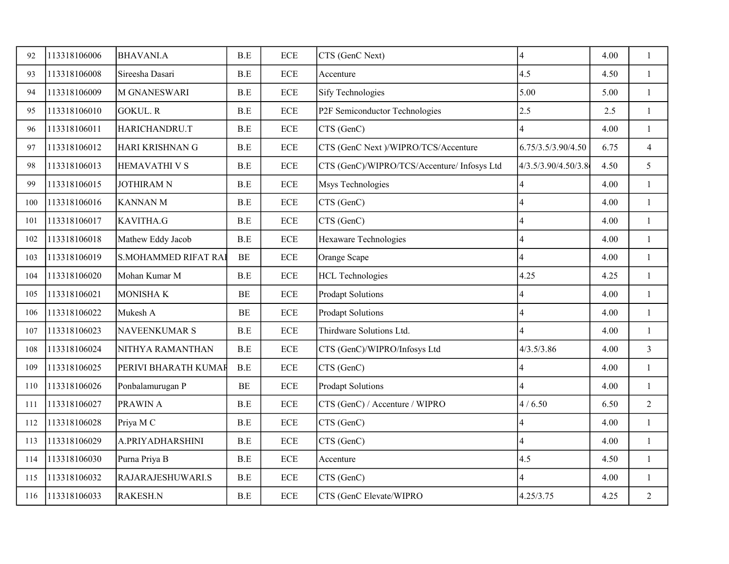| | | | | | | | | |
|---|---|---|---|---|---|---|---|---|
| 92 | 113318106006 | BHAVANI.A | B.E | ECE | CTS (GenC Next) | 4 | 4.00 | 1 |
| 93 | 113318106008 | Sireesha Dasari | B.E | ECE | Accenture | 4.5 | 4.50 | 1 |
| 94 | 113318106009 | M GNANESWARI | B.E | ECE | Sify Technologies | 5.00 | 5.00 | 1 |
| 95 | 113318106010 | GOKUL. R | B.E | ECE | P2F Semiconductor Technologies | 2.5 | 2.5 | 1 |
| 96 | 113318106011 | HARICHANDRU.T | B.E | ECE | CTS (GenC) | 4 | 4.00 | 1 |
| 97 | 113318106012 | HARI KRISHNAN G | B.E | ECE | CTS (GenC Next )/WIPRO/TCS/Accenture | 6.75/3.5/3.90/4.50 | 6.75 | 4 |
| 98 | 113318106013 | HEMAVATHI V S | B.E | ECE | CTS (GenC)/WIPRO/TCS/Accenture/ Infosys Ltd | 4/3.5/3.90/4.50/3.8 | 4.50 | 5 |
| 99 | 113318106015 | JOTHIRAM N | B.E | ECE | Msys Technologies | 4 | 4.00 | 1 |
| 100 | 113318106016 | KANNAN M | B.E | ECE | CTS (GenC) | 4 | 4.00 | 1 |
| 101 | 113318106017 | KAVITHA.G | B.E | ECE | CTS (GenC) | 4 | 4.00 | 1 |
| 102 | 113318106018 | Mathew Eddy Jacob | B.E | ECE | Hexaware Technologies | 4 | 4.00 | 1 |
| 103 | 113318106019 | S.MOHAMMED RIFAT RA | BE | ECE | Orange Scape | 4 | 4.00 | 1 |
| 104 | 113318106020 | Mohan Kumar M | B.E | ECE | HCL Technologies | 4.25 | 4.25 | 1 |
| 105 | 113318106021 | MONISHA K | BE | ECE | Prodapt Solutions | 4 | 4.00 | 1 |
| 106 | 113318106022 | Mukesh A | BE | ECE | Prodapt Solutions | 4 | 4.00 | 1 |
| 107 | 113318106023 | NAVEENKUMAR S | B.E | ECE | Thirdware Solutions Ltd. | 4 | 4.00 | 1 |
| 108 | 113318106024 | NITHYA RAMANTHAN | B.E | ECE | CTS (GenC)/WIPRO/Infosys Ltd | 4/3.5/3.86 | 4.00 | 3 |
| 109 | 113318106025 | PERIVI BHARATH KUMA | B.E | ECE | CTS (GenC) | 4 | 4.00 | 1 |
| 110 | 113318106026 | Ponbalamurugan P | BE | ECE | Prodapt Solutions | 4 | 4.00 | 1 |
| 111 | 113318106027 | PRAWIN A | B.E | ECE | CTS (GenC) / Accenture / WIPRO | 4 / 6.50 | 6.50 | 2 |
| 112 | 113318106028 | Priya M C | B.E | ECE | CTS (GenC) | 4 | 4.00 | 1 |
| 113 | 113318106029 | A.PRIYADHARSHINI | B.E | ECE | CTS (GenC) | 4 | 4.00 | 1 |
| 114 | 113318106030 | Purna Priya B | B.E | ECE | Accenture | 4.5 | 4.50 | 1 |
| 115 | 113318106032 | RAJARAJESHUWARI.S | B.E | ECE | CTS (GenC) | 4 | 4.00 | 1 |
| 116 | 113318106033 | RAKESH.N | B.E | ECE | CTS (GenC Elevate/WIPRO | 4.25/3.75 | 4.25 | 2 |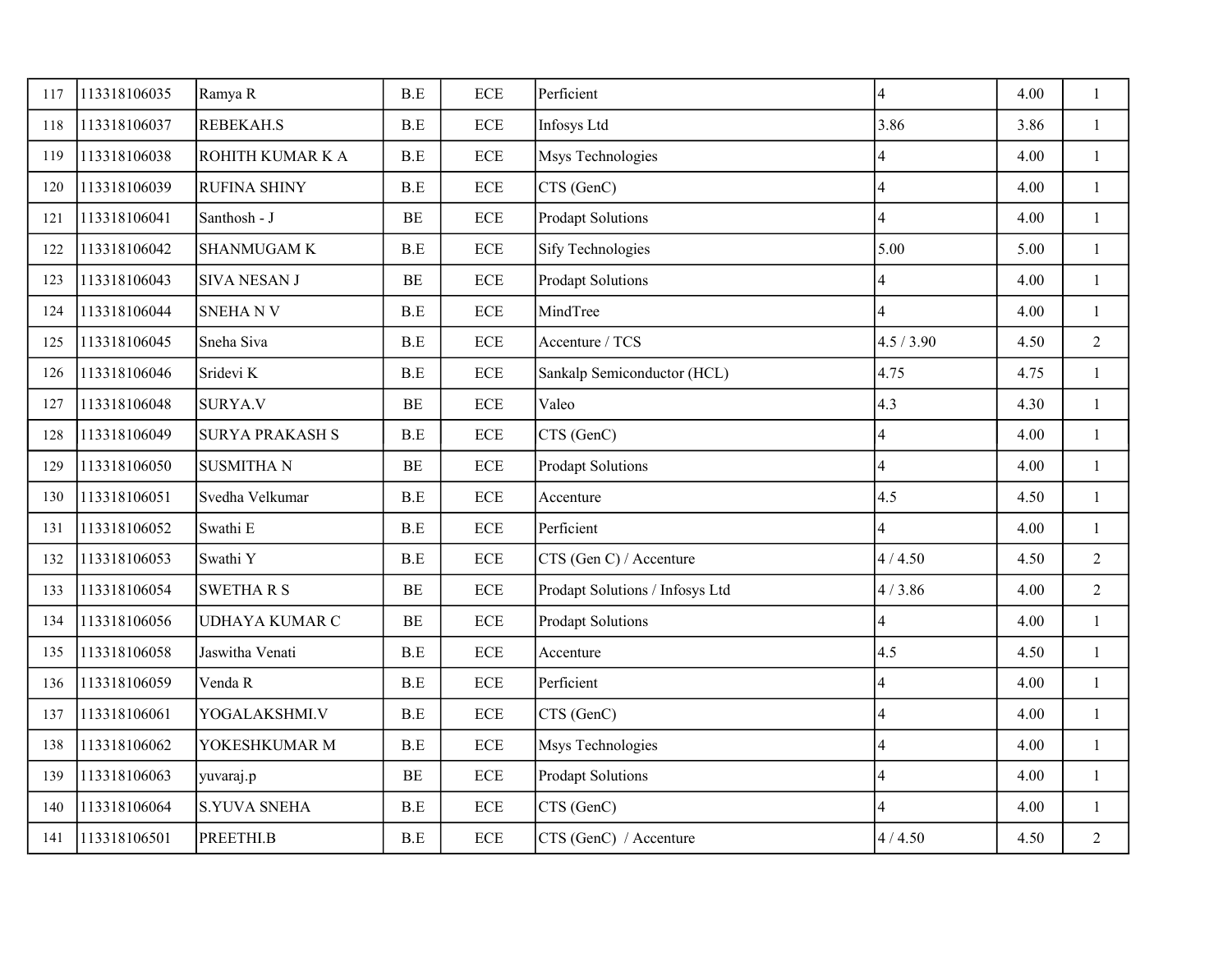| 117 | 113318106035 | Ramya R | B.E | ECE | Perficient | 4 | 4.00 | 1 |
|---|---|---|---|---|---|---|---|---|
| 118 | 113318106037 | REBEKAH.S | B.E | ECE | Infosys Ltd | 3.86 | 3.86 | 1 |
| 119 | 113318106038 | ROHITH KUMAR K A | B.E | ECE | Msys Technologies | 4 | 4.00 | 1 |
| 120 | 113318106039 | RUFINA SHINY | B.E | ECE | CTS (GenC) | 4 | 4.00 | 1 |
| 121 | 113318106041 | Santhosh - J | BE | ECE | Prodapt Solutions | 4 | 4.00 | 1 |
| 122 | 113318106042 | SHANMUGAM K | B.E | ECE | Sify Technologies | 5.00 | 5.00 | 1 |
| 123 | 113318106043 | SIVA NESAN J | BE | ECE | Prodapt Solutions | 4 | 4.00 | 1 |
| 124 | 113318106044 | SNEHA N V | B.E | ECE | MindTree | 4 | 4.00 | 1 |
| 125 | 113318106045 | Sneha Siva | B.E | ECE | Accenture / TCS | 4.5 / 3.90 | 4.50 | 2 |
| 126 | 113318106046 | Sridevi K | B.E | ECE | Sankalp Semiconductor (HCL) | 4.75 | 4.75 | 1 |
| 127 | 113318106048 | SURYA.V | BE | ECE | Valeo | 4.3 | 4.30 | 1 |
| 128 | 113318106049 | SURYA PRAKASH S | B.E | ECE | CTS (GenC) | 4 | 4.00 | 1 |
| 129 | 113318106050 | SUSMITHA N | BE | ECE | Prodapt Solutions | 4 | 4.00 | 1 |
| 130 | 113318106051 | Svedha Velkumar | B.E | ECE | Accenture | 4.5 | 4.50 | 1 |
| 131 | 113318106052 | Swathi E | B.E | ECE | Perficient | 4 | 4.00 | 1 |
| 132 | 113318106053 | Swathi Y | B.E | ECE | CTS (Gen C) / Accenture | 4 / 4.50 | 4.50 | 2 |
| 133 | 113318106054 | SWETHA R S | BE | ECE | Prodapt Solutions / Infosys Ltd | 4 / 3.86 | 4.00 | 2 |
| 134 | 113318106056 | UDHAYA KUMAR C | BE | ECE | Prodapt Solutions | 4 | 4.00 | 1 |
| 135 | 113318106058 | Jaswitha Venati | B.E | ECE | Accenture | 4.5 | 4.50 | 1 |
| 136 | 113318106059 | Venda R | B.E | ECE | Perficient | 4 | 4.00 | 1 |
| 137 | 113318106061 | YOGALAKSHMI.V | B.E | ECE | CTS (GenC) | 4 | 4.00 | 1 |
| 138 | 113318106062 | YOKESHKUMAR M | B.E | ECE | Msys Technologies | 4 | 4.00 | 1 |
| 139 | 113318106063 | yuvaraj.p | BE | ECE | Prodapt Solutions | 4 | 4.00 | 1 |
| 140 | 113318106064 | S.YUVA SNEHA | B.E | ECE | CTS (GenC) | 4 | 4.00 | 1 |
| 141 | 113318106501 | PREETHI.B | B.E | ECE | CTS (GenC) / Accenture | 4 / 4.50 | 4.50 | 2 |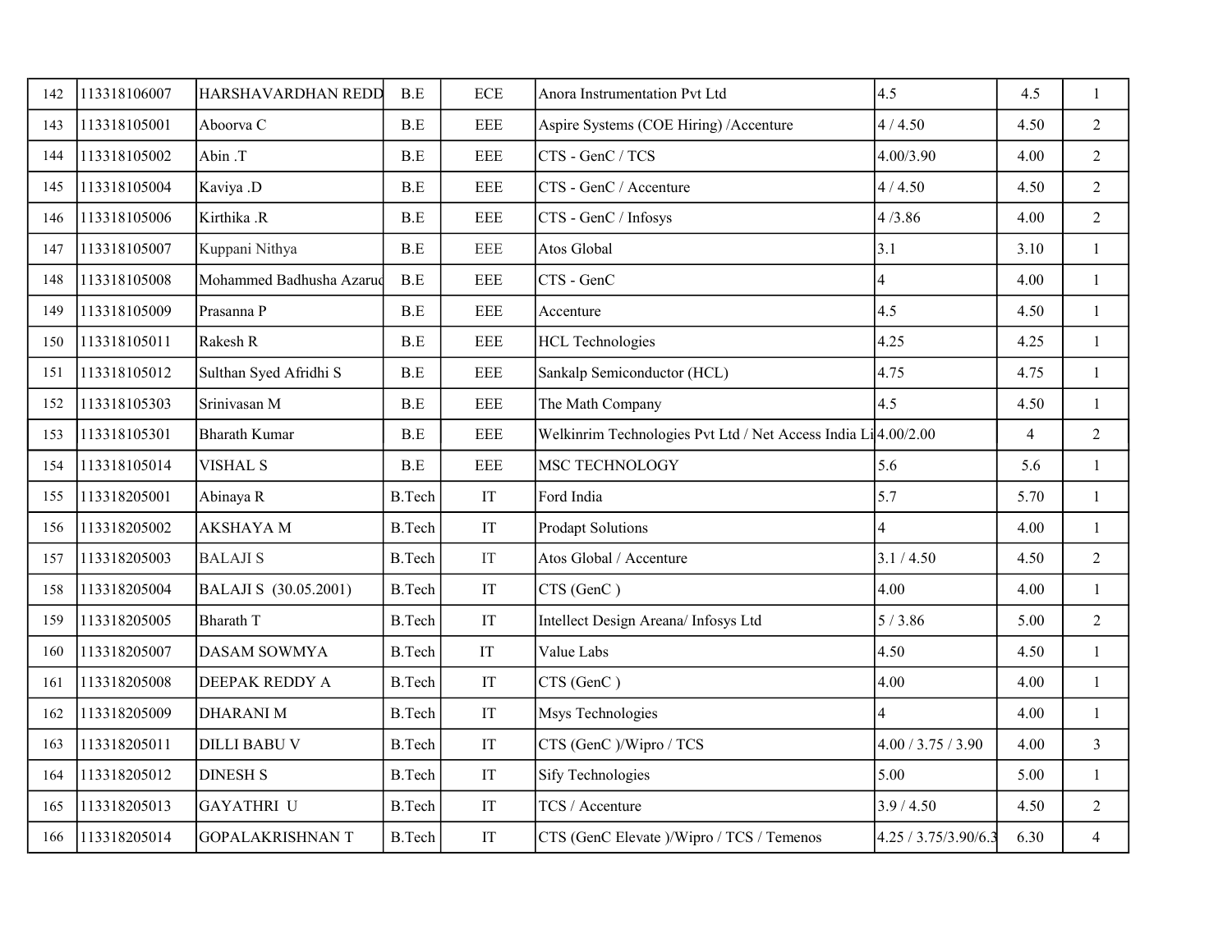| 142 | 113318106007 | HARSHAVARDHAN REDD | B.E | ECE | Anora Instrumentation Pvt Ltd | 4.5 | 4.5 | 1 |
|---|---|---|---|---|---|---|---|---|
| 143 | 113318105001 | Aboorva C | B.E | EEE | Aspire Systems (COE Hiring) /Accenture | 4 / 4.50 | 4.50 | 2 |
| 144 | 113318105002 | Abin .T | B.E | EEE | CTS - GenC / TCS | 4.00/3.90 | 4.00 | 2 |
| 145 | 113318105004 | Kaviya .D | B.E | EEE | CTS - GenC / Accenture | 4 / 4.50 | 4.50 | 2 |
| 146 | 113318105006 | Kirthika .R | B.E | EEE | CTS - GenC / Infosys | 4 /3.86 | 4.00 | 2 |
| 147 | 113318105007 | Kuppani Nithya | B.E | EEE | Atos Global | 3.1 | 3.10 | 1 |
| 148 | 113318105008 | Mohammed Badhusha Azaruc | B.E | EEE | CTS - GenC | 4 | 4.00 | 1 |
| 149 | 113318105009 | Prasanna P | B.E | EEE | Accenture | 4.5 | 4.50 | 1 |
| 150 | 113318105011 | Rakesh R | B.E | EEE | HCL Technologies | 4.25 | 4.25 | 1 |
| 151 | 113318105012 | Sulthan Syed Afridhi S | B.E | EEE | Sankalp Semiconductor (HCL) | 4.75 | 4.75 | 1 |
| 152 | 113318105303 | Srinivasan M | B.E | EEE | The Math Company | 4.5 | 4.50 | 1 |
| 153 | 113318105301 | Bharath Kumar | B.E | EEE | Welkinrim Technologies Pvt Ltd / Net Access India Li | 4.00/2.00 | 4 | 2 |
| 154 | 113318105014 | VISHAL S | B.E | EEE | MSC TECHNOLOGY | 5.6 | 5.6 | 1 |
| 155 | 113318205001 | Abinaya R | B.Tech | IT | Ford India | 5.7 | 5.70 | 1 |
| 156 | 113318205002 | AKSHAYA M | B.Tech | IT | Prodapt Solutions | 4 | 4.00 | 1 |
| 157 | 113318205003 | BALAJI S | B.Tech | IT | Atos Global / Accenture | 3.1 / 4.50 | 4.50 | 2 |
| 158 | 113318205004 | BALAJI S (30.05.2001) | B.Tech | IT | CTS (GenC ) | 4.00 | 4.00 | 1 |
| 159 | 113318205005 | Bharath T | B.Tech | IT | Intellect Design Areana/ Infosys Ltd | 5 / 3.86 | 5.00 | 2 |
| 160 | 113318205007 | DASAM SOWMYA | B.Tech | IT | Value Labs | 4.50 | 4.50 | 1 |
| 161 | 113318205008 | DEEPAK REDDY A | B.Tech | IT | CTS (GenC ) | 4.00 | 4.00 | 1 |
| 162 | 113318205009 | DHARANI M | B.Tech | IT | Msys Technologies | 4 | 4.00 | 1 |
| 163 | 113318205011 | DILLI BABU V | B.Tech | IT | CTS (GenC )/Wipro / TCS | 4.00 / 3.75 / 3.90 | 4.00 | 3 |
| 164 | 113318205012 | DINESH S | B.Tech | IT | Sify Technologies | 5.00 | 5.00 | 1 |
| 165 | 113318205013 | GAYATHRI U | B.Tech | IT | TCS / Accenture | 3.9 / 4.50 | 4.50 | 2 |
| 166 | 113318205014 | GOPALAKRISHNAN T | B.Tech | IT | CTS (GenC Elevate )/Wipro / TCS / Temenos | 4.25 / 3.75/3.90/6.3 | 6.30 | 4 |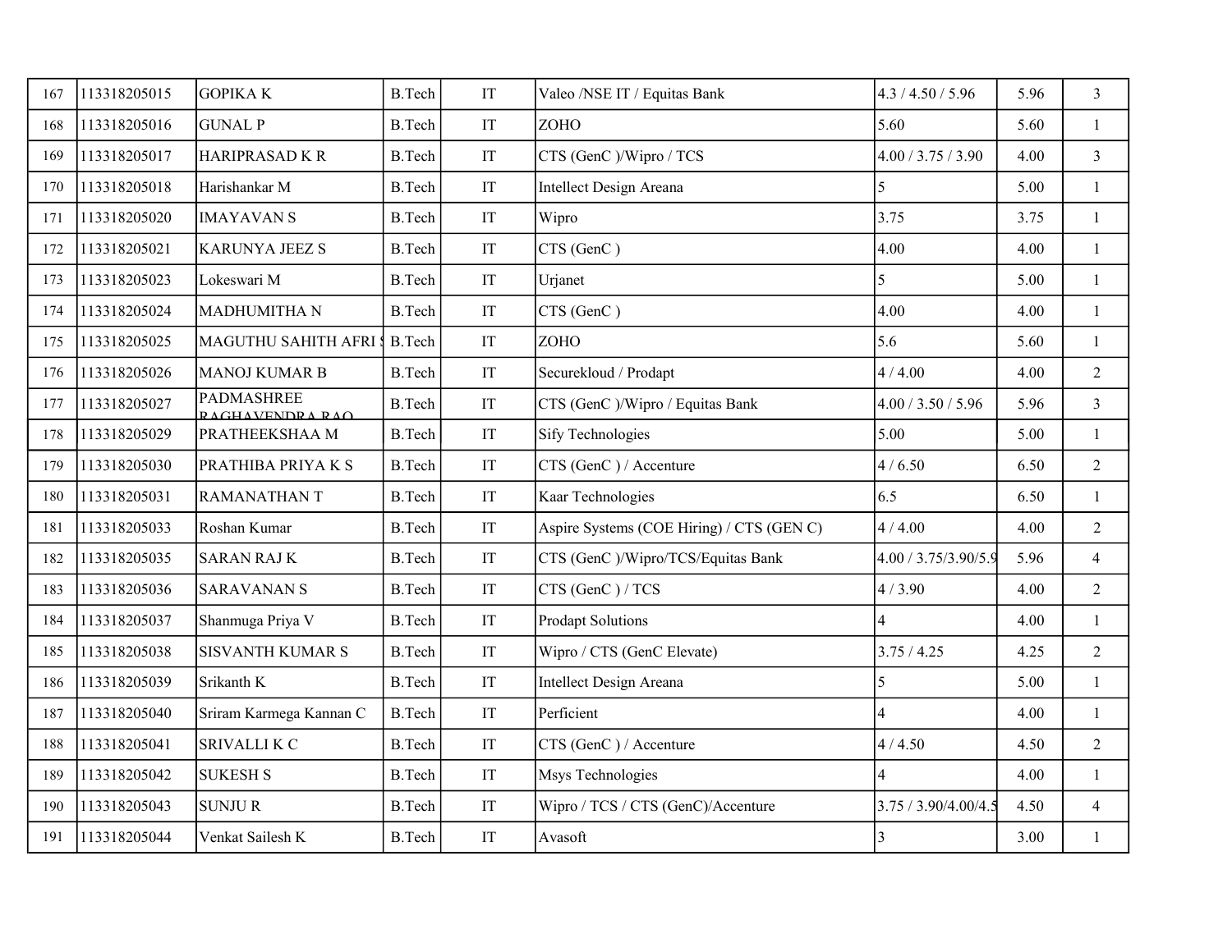| 167 | 113318205015 | GOPIKA K | B.Tech | IT | Valeo /NSE IT / Equitas Bank | 4.3 / 4.50 / 5.96 | 5.96 | 3 |
|---|---|---|---|---|---|---|---|---|
| 168 | 113318205016 | GUNAL P | B.Tech | IT | ZOHO | 5.60 | 5.60 | 1 |
| 169 | 113318205017 | HARIPRASAD K R | B.Tech | IT | CTS (GenC )/Wipro / TCS | 4.00 / 3.75 / 3.90 | 4.00 | 3 |
| 170 | 113318205018 | Harishankar M | B.Tech | IT | Intellect Design Areana | 5 | 5.00 | 1 |
| 171 | 113318205020 | IMAYAVAN S | B.Tech | IT | Wipro | 3.75 | 3.75 | 1 |
| 172 | 113318205021 | KARUNYA JEEZ S | B.Tech | IT | CTS (GenC ) | 4.00 | 4.00 | 1 |
| 173 | 113318205023 | Lokeswari M | B.Tech | IT | Urjanet | 5 | 5.00 | 1 |
| 174 | 113318205024 | MADHUMITHA N | B.Tech | IT | CTS (GenC ) | 4.00 | 4.00 | 1 |
| 175 | 113318205025 | MAGUTHU SAHITH AFRI S | B.Tech | IT | ZOHO | 5.6 | 5.60 | 1 |
| 176 | 113318205026 | MANOJ KUMAR B | B.Tech | IT | Securekloud / Prodapt | 4 / 4.00 | 4.00 | 2 |
| 177 | 113318205027 | PADMASHREE RAGHAVENDRA RAO | B.Tech | IT | CTS (GenC )/Wipro / Equitas Bank | 4.00 / 3.50 / 5.96 | 5.96 | 3 |
| 178 | 113318205029 | PRATHEEKSHAA M | B.Tech | IT | Sify Technologies | 5.00 | 5.00 | 1 |
| 179 | 113318205030 | PRATHIBA PRIYA K S | B.Tech | IT | CTS (GenC ) / Accenture | 4 / 6.50 | 6.50 | 2 |
| 180 | 113318205031 | RAMANATHAN T | B.Tech | IT | Kaar Technologies | 6.5 | 6.50 | 1 |
| 181 | 113318205033 | Roshan Kumar | B.Tech | IT | Aspire Systems (COE Hiring) / CTS (GEN C) | 4 / 4.00 | 4.00 | 2 |
| 182 | 113318205035 | SARAN RAJ K | B.Tech | IT | CTS (GenC )/Wipro/TCS/Equitas Bank | 4.00 / 3.75/3.90/5.9 | 5.96 | 4 |
| 183 | 113318205036 | SARAVANAN S | B.Tech | IT | CTS (GenC ) / TCS | 4 / 3.90 | 4.00 | 2 |
| 184 | 113318205037 | Shanmuga Priya V | B.Tech | IT | Prodapt Solutions | 4 | 4.00 | 1 |
| 185 | 113318205038 | SISVANTH KUMAR S | B.Tech | IT | Wipro / CTS (GenC Elevate) | 3.75 / 4.25 | 4.25 | 2 |
| 186 | 113318205039 | Srikanth K | B.Tech | IT | Intellect Design Areana | 5 | 5.00 | 1 |
| 187 | 113318205040 | Sriram Karmega Kannan C | B.Tech | IT | Perficient | 4 | 4.00 | 1 |
| 188 | 113318205041 | SRIVALLI K C | B.Tech | IT | CTS (GenC ) / Accenture | 4 / 4.50 | 4.50 | 2 |
| 189 | 113318205042 | SUKESH S | B.Tech | IT | Msys Technologies | 4 | 4.00 | 1 |
| 190 | 113318205043 | SUNJU R | B.Tech | IT | Wipro / TCS / CTS (GenC)/Accenture | 3.75 / 3.90/4.00/4.5 | 4.50 | 4 |
| 191 | 113318205044 | Venkat Sailesh K | B.Tech | IT | Avasoft | 3 | 3.00 | 1 |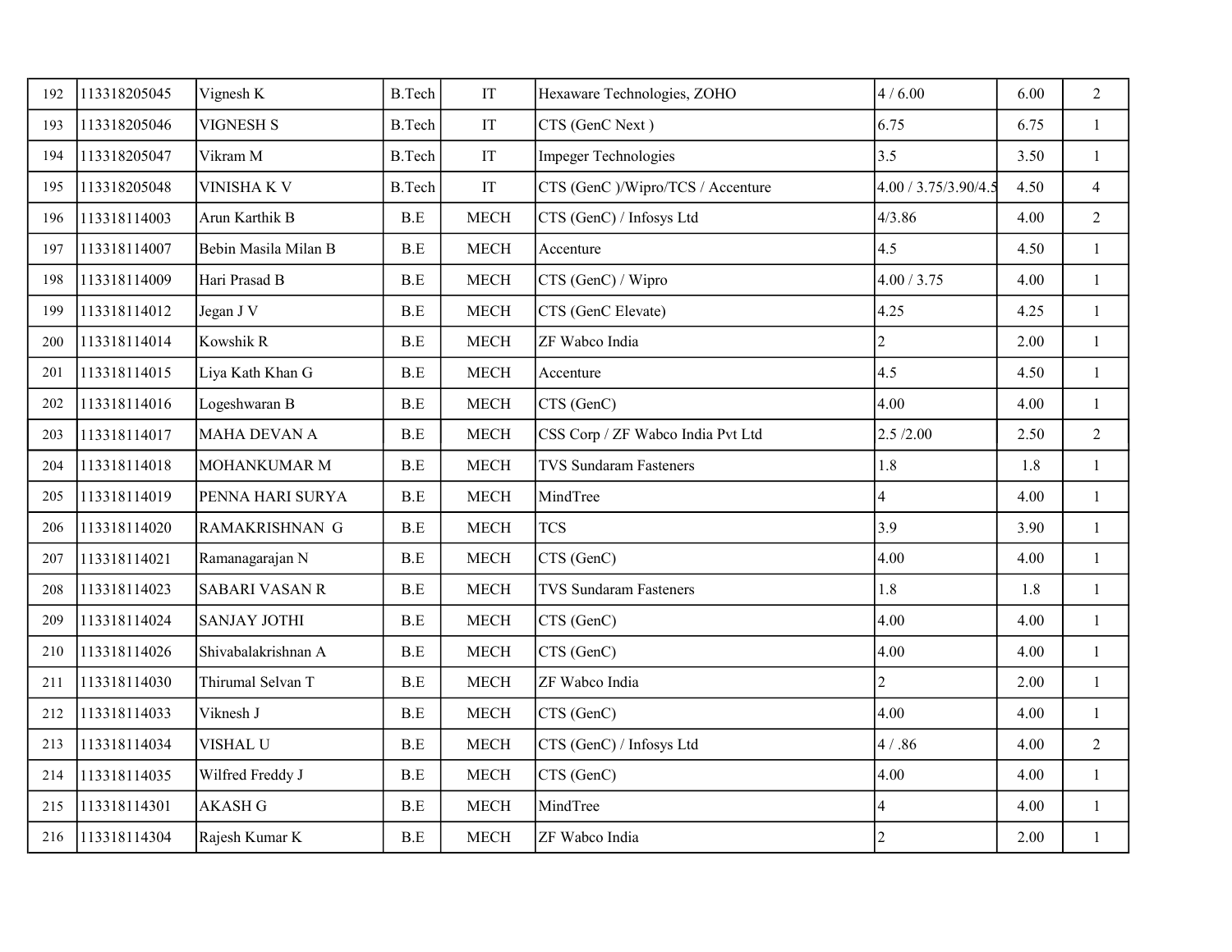| | | | | | | | | |
|---|---|---|---|---|---|---|---|---|
| 192 | 113318205045 | Vignesh K | B.Tech | IT | Hexaware Technologies, ZOHO | 4 / 6.00 | 6.00 | 2 |
| 193 | 113318205046 | VIGNESH S | B.Tech | IT | CTS (GenC Next ) | 6.75 | 6.75 | 1 |
| 194 | 113318205047 | Vikram M | B.Tech | IT | Impeger Technologies | 3.5 | 3.50 | 1 |
| 195 | 113318205048 | VINISHA K V | B.Tech | IT | CTS (GenC )/Wipro/TCS / Accenture | 4.00 / 3.75/3.90/4.5 | 4.50 | 4 |
| 196 | 113318114003 | Arun Karthik B | B.E | MECH | CTS (GenC) / Infosys Ltd | 4/3.86 | 4.00 | 2 |
| 197 | 113318114007 | Bebin Masila Milan B | B.E | MECH | Accenture | 4.5 | 4.50 | 1 |
| 198 | 113318114009 | Hari Prasad B | B.E | MECH | CTS (GenC) / Wipro | 4.00 / 3.75 | 4.00 | 1 |
| 199 | 113318114012 | Jegan J V | B.E | MECH | CTS (GenC Elevate) | 4.25 | 4.25 | 1 |
| 200 | 113318114014 | Kowshik R | B.E | MECH | ZF Wabco India | 2 | 2.00 | 1 |
| 201 | 113318114015 | Liya Kath Khan G | B.E | MECH | Accenture | 4.5 | 4.50 | 1 |
| 202 | 113318114016 | Logeshwaran B | B.E | MECH | CTS (GenC) | 4.00 | 4.00 | 1 |
| 203 | 113318114017 | MAHA DEVAN A | B.E | MECH | CSS Corp / ZF Wabco India Pvt Ltd | 2.5 /2.00 | 2.50 | 2 |
| 204 | 113318114018 | MOHANKUMAR M | B.E | MECH | TVS Sundaram Fasteners | 1.8 | 1.8 | 1 |
| 205 | 113318114019 | PENNA HARI SURYA | B.E | MECH | MindTree | 4 | 4.00 | 1 |
| 206 | 113318114020 | RAMAKRISHNAN G | B.E | MECH | TCS | 3.9 | 3.90 | 1 |
| 207 | 113318114021 | Ramanagarajan N | B.E | MECH | CTS (GenC) | 4.00 | 4.00 | 1 |
| 208 | 113318114023 | SABARI VASAN R | B.E | MECH | TVS Sundaram Fasteners | 1.8 | 1.8 | 1 |
| 209 | 113318114024 | SANJAY JOTHI | B.E | MECH | CTS (GenC) | 4.00 | 4.00 | 1 |
| 210 | 113318114026 | Shivabalakrishnan A | B.E | MECH | CTS (GenC) | 4.00 | 4.00 | 1 |
| 211 | 113318114030 | Thirumal Selvan T | B.E | MECH | ZF Wabco India | 2 | 2.00 | 1 |
| 212 | 113318114033 | Viknesh J | B.E | MECH | CTS (GenC) | 4.00 | 4.00 | 1 |
| 213 | 113318114034 | VISHAL U | B.E | MECH | CTS (GenC) / Infosys Ltd | 4 / .86 | 4.00 | 2 |
| 214 | 113318114035 | Wilfred Freddy J | B.E | MECH | CTS (GenC) | 4.00 | 4.00 | 1 |
| 215 | 113318114301 | AKASH G | B.E | MECH | MindTree | 4 | 4.00 | 1 |
| 216 | 113318114304 | Rajesh Kumar K | B.E | MECH | ZF Wabco India | 2 | 2.00 | 1 |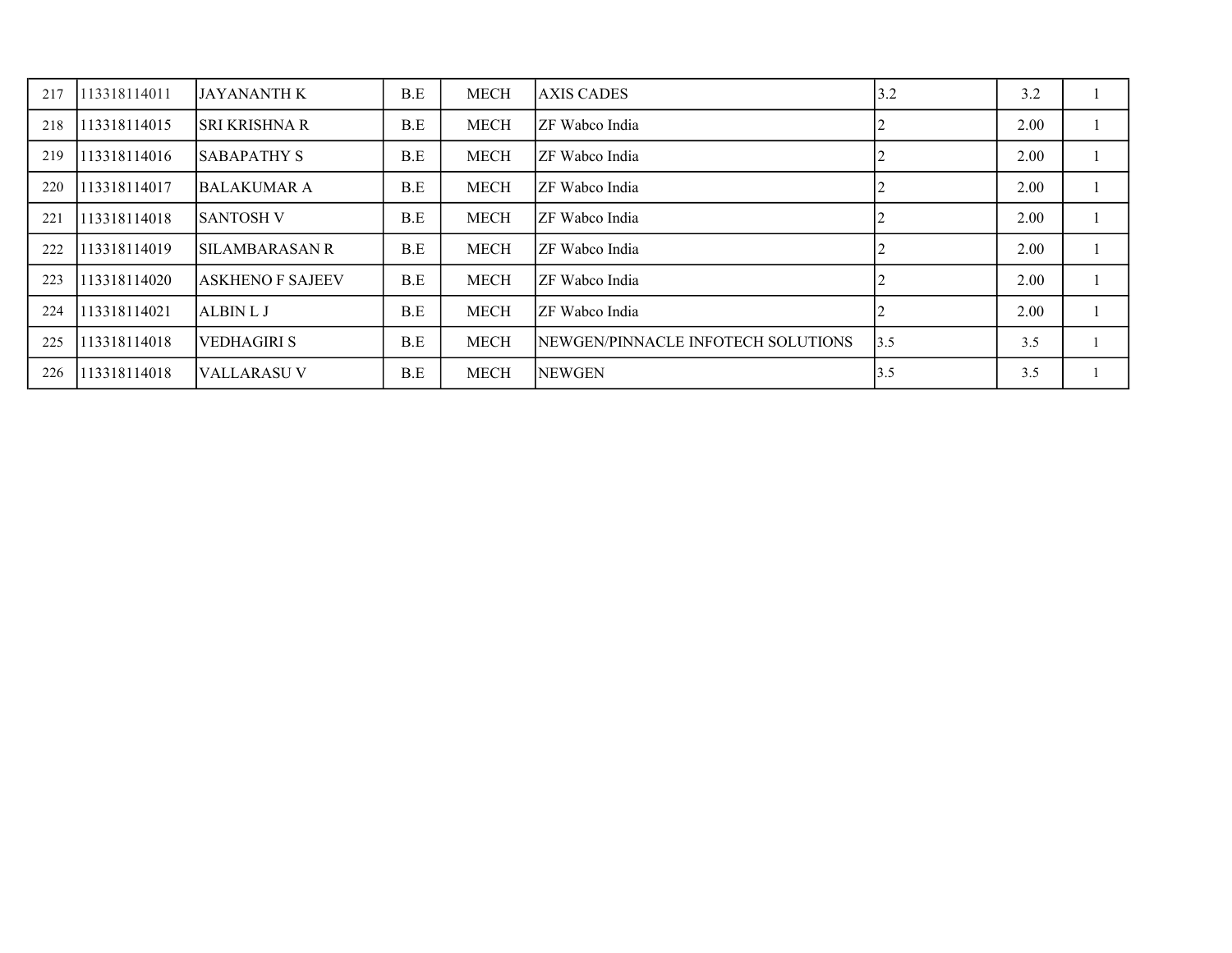| | | | | | | | | |
|---|---|---|---|---|---|---|---|---|
| 217 | 113318114011 | JAYANANTH K | B.E | MECH | AXIS CADES | 3.2 | 3.2 | 1 |
| 218 | 113318114015 | SRI KRISHNA R | B.E | MECH | ZF Wabco India | 2 | 2.00 | 1 |
| 219 | 113318114016 | SABAPATHY S | B.E | MECH | ZF Wabco India | 2 | 2.00 | 1 |
| 220 | 113318114017 | BALAKUMAR A | B.E | MECH | ZF Wabco India | 2 | 2.00 | 1 |
| 221 | 113318114018 | SANTOSH V | B.E | MECH | ZF Wabco India | 2 | 2.00 | 1 |
| 222 | 113318114019 | SILAMBARASAN R | B.E | MECH | ZF Wabco India | 2 | 2.00 | 1 |
| 223 | 113318114020 | ASKHENO F SAJEEV | B.E | MECH | ZF Wabco India | 2 | 2.00 | 1 |
| 224 | 113318114021 | ALBIN L J | B.E | MECH | ZF Wabco India | 2 | 2.00 | 1 |
| 225 | 113318114018 | VEDHAGIRI S | B.E | MECH | NEWGEN/PINNACLE INFOTECH SOLUTIONS | 3.5 | 3.5 | 1 |
| 226 | 113318114018 | VALLARASU V | B.E | MECH | NEWGEN | 3.5 | 3.5 | 1 |